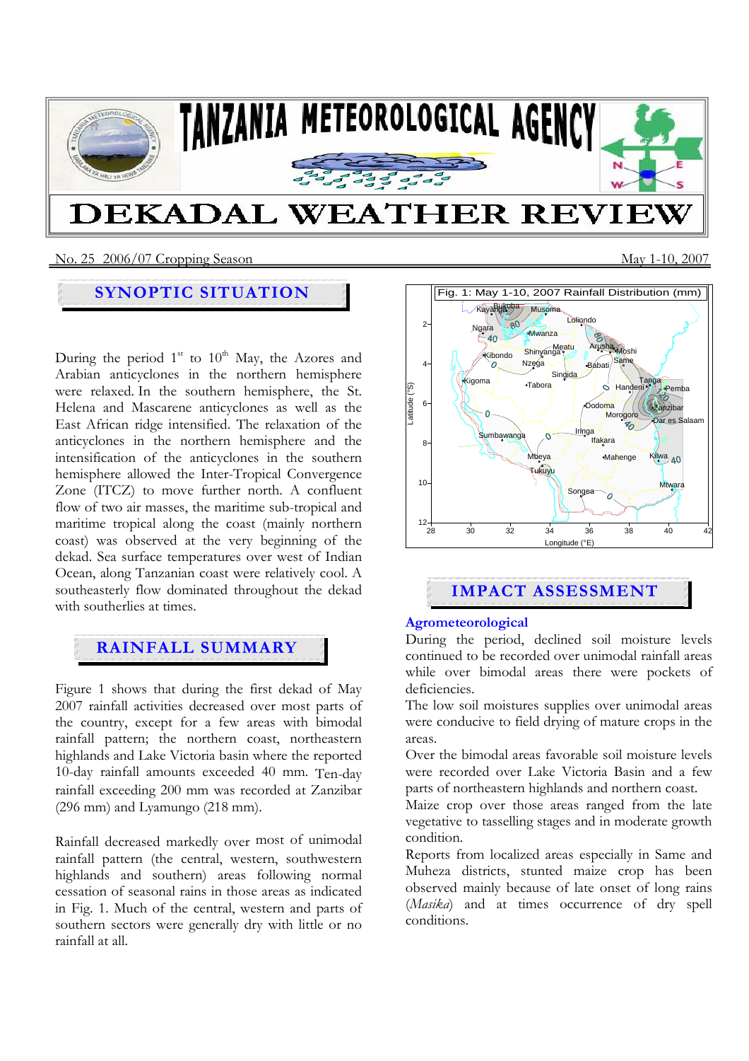# TANZANIA METEOROLOGICAL AGENCY

# DEKADAL WEATHER REVIEW

No. 25 2006/07 Cropping Season May 1-10, 2007

## SYNOPTIC SITUATION

During the period 1st to 10th May, the Azores and Arabian anticyclones in the northern hemisphere were relaxed. In the southern hemisphere, the St. Helena and Mascarene anticyclones as well as the East African ridge intensified. The relaxation of the anticyclones in the northern hemisphere and the intensification of the anticyclones in the southern hemisphere allowed the Inter-Tropical Convergence Zone (ITCZ) to move further north. A confluent flow of two air masses, the maritime sub-tropical and maritime tropical along the coast (mainly northern coast) was observed at the very beginning of the dekad. Sea surface temperatures over west of Indian Ocean, along Tanzanian coast were relatively cool. A southeasterly flow dominated throughout the dekad with southerlies at times.

## RAINFALL SUMMARY

Figure 1 shows that during the first dekad of May 2007 rainfall activities decreased over most parts of the country, except for a few areas with bimodal rainfall pattern; the northern coast, northeastern highlands and Lake Victoria basin where the reported 10-day rainfall amounts exceeded 40 mm. Ten-day rainfall exceeding 200 mm was recorded at Zanzibar (296 mm) and Lyamungo (218 mm).

Rainfall decreased markedly over most of unimodal rainfall pattern (the central, western, southwestern highlands and southern) areas following normal cessation of seasonal rains in those areas as indicated in Fig. 1. Much of the central, western and parts of southern sectors were generally dry with little or no rainfall at all.

Fig. 1: May 1-10, 2007 Rainfall Distribution (mm)

## IMPACT ASSESSMENT

### Agrometeorological

During the period, declined soil moisture levels continued to be recorded over unimodal rainfall areas while over bimodal areas there were pockets of deficiencies.

The low soil moistures supplies over unimodal areas were conducive to field drying of mature crops in the areas.

Over the bimodal areas favorable soil moisture levels were recorded over Lake Victoria Basin and a few parts of northeastern highlands and northern coast. Maize crop over those areas ranged from the late vegetative to tasselling stages and in moderate growth condition.

Reports from localized areas especially in Same and Muheza districts, stunted maize crop has been observed mainly because of late onset of long rains (*Masika*) and at times occurrence of dry spell conditions.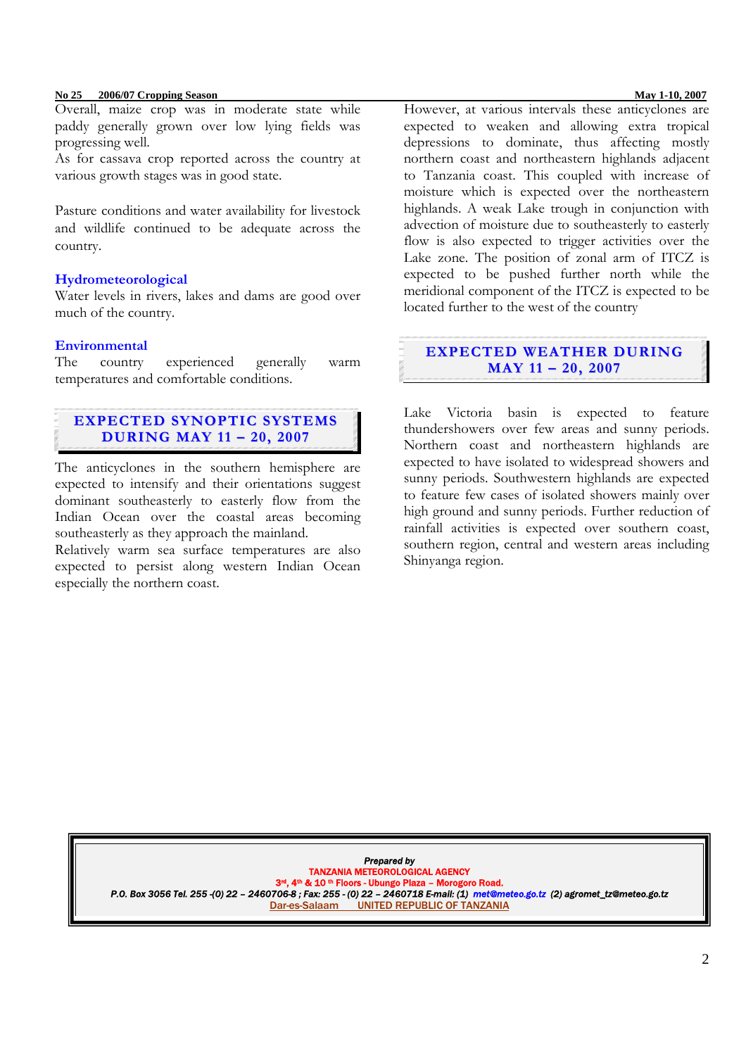Overall, maize crop was in moderate state while paddy generally grown over low lying fields was progressing well.
As for cassava crop reported across the country at various growth stages was in good state.

Pasture conditions and water availability for livestock and wildlife continued to be adequate across the country.

### Hydrometeorological

Water levels in rivers, lakes and dams are good over much of the country.

### Environmental

The country experienced generally warm temperatures and comfortable conditions.

## EXPECTED SYNOPTIC SYSTEMS DURING MAY 11 – 20, 2007

The anticyclones in the southern hemisphere are expected to intensify and their orientations suggest dominant southeasterly to easterly flow from the Indian Ocean over the coastal areas becoming southeasterly as they approach the mainland.
Relatively warm sea surface temperatures are also expected to persist along western Indian Ocean especially the northern coast.

However, at various intervals these anticyclones are expected to weaken and allowing extra tropical depressions to dominate, thus affecting mostly northern coast and northeastern highlands adjacent to Tanzania coast. This coupled with increase of moisture which is expected over the northeastern highlands. A weak Lake trough in conjunction with advection of moisture due to southeasterly to easterly flow is also expected to trigger activities over the Lake zone. The position of zonal arm of ITCZ is expected to be pushed further north while the meridional component of the ITCZ is expected to be located further to the west of the country

## EXPECTED WEATHER DURING MAY 11 – 20, 2007

Lake Victoria basin is expected to feature thundershowers over few areas and sunny periods. Northern coast and northeastern highlands are expected to have isolated to widespread showers and sunny periods. Southwestern highlands are expected to feature few cases of isolated showers mainly over high ground and sunny periods. Further reduction of rainfall activities is expected over southern coast, southern region, central and western areas including Shinyanga region.

*Prepared by*
**TANZANIA METEOROLOGICAL AGENCY**
**3rd, 4th & 10th Floors - Ubungo Plaza – Morogoro Road.**
*P.O. Box 3056 Tel. 255 -(0) 22 – 2460706-8 ; Fax: 255 - (0) 22 – 2460718 E-mail: (1) met@meteo.go.tz (2) agromet_tz@meteo.go.tz*
Dar-es-Salaam UNITED REPUBLIC OF TANZANIA